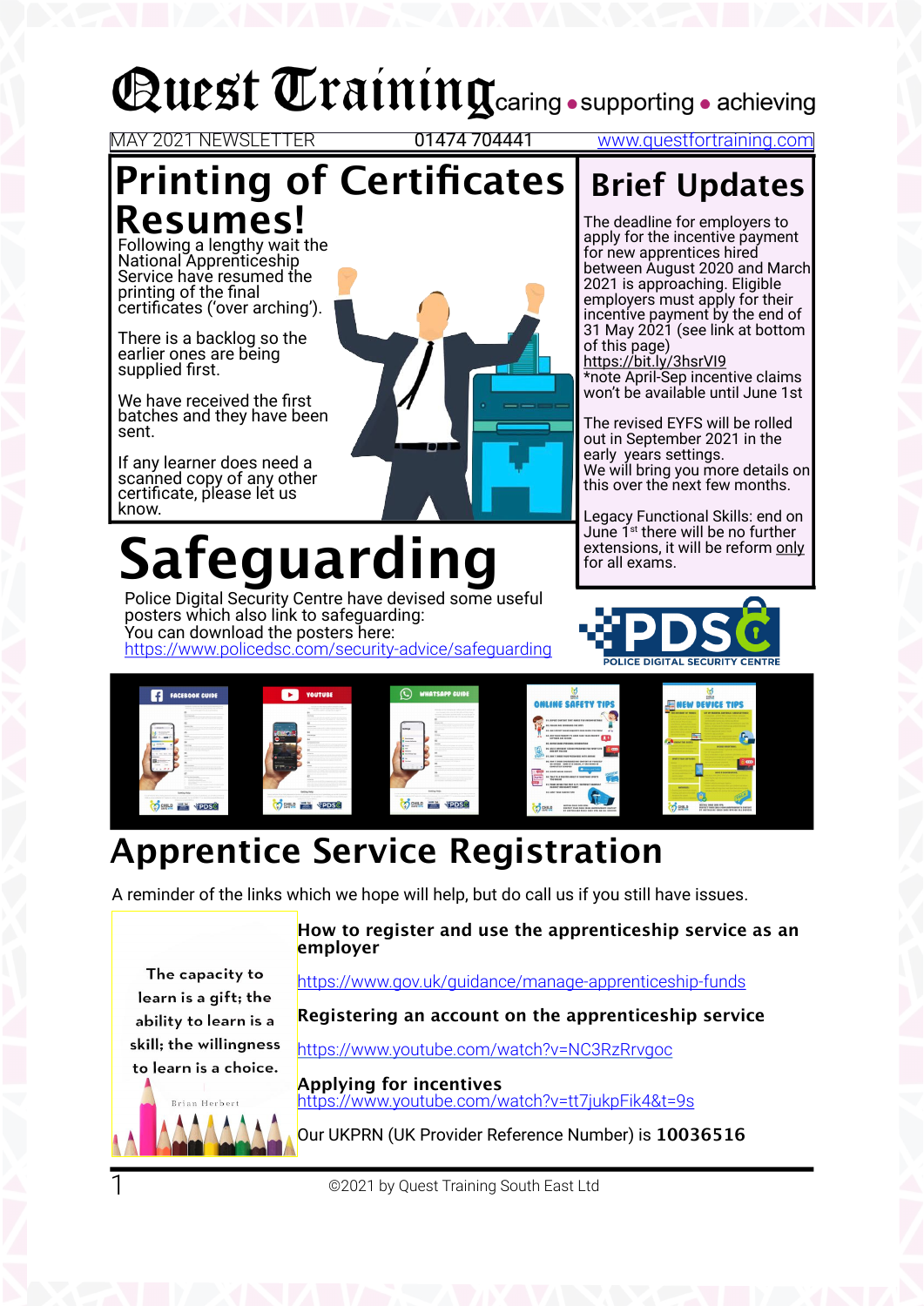# Quest Training

caring • supporting • achieving

MAY 2021 NEWSLETTER 01474 704441 www.questfortraining.com

## Printing of Certificates Resumes!

Following a lengthy wait the National Apprenticeship Service have resumed the printing of the final certificates ('over arching').

There is a backlog so the earlier ones are being supplied first.

We have received the first batches and they have been sent.

If any learner does need a scanned copy of any other certificate, please let us know.

## Brief Updates

The deadline for employers to apply for the incentive payment for new apprentices hired between August 2020 and March 2021 is approaching. Eligible employers must apply for their incentive payment by the end of 31 May 2021 (see link at bottom of this page)
https://bit.ly/3hsrVI9
*note April-Sep incentive claims won't be available until June 1st

The revised EYFS will be rolled out in September 2021 in the early years settings.
We will bring you more details on this over the next few months.

Legacy Functional Skills: end on June 1st there will be no further extensions, it will be reform only for all exams.

## Safeguarding

Police Digital Security Centre have devised some useful posters which also link to safeguarding:
You can download the posters here:
https://www.policedsc.com/security-advice/safeguarding

## Apprentice Service Registration

A reminder of the links which we hope will help, but do call us if you still have issues.

The capacity to learn is a gift; the ability to learn is a skill; the willingness to learn is a choice.
Brian Herbert

**How to register and use the apprenticeship service as an employer**

https://www.gov.uk/guidance/manage-apprenticeship-funds

**Registering an account on the apprenticeship service**

https://www.youtube.com/watch?v=NC3RzRrvgoc

**Applying for incentives**
https://www.youtube.com/watch?v=tt7jukpFik4&t=9s

Our UKPRN (UK Provider Reference Number) is **10036516**

©2021 by Quest Training South East Ltd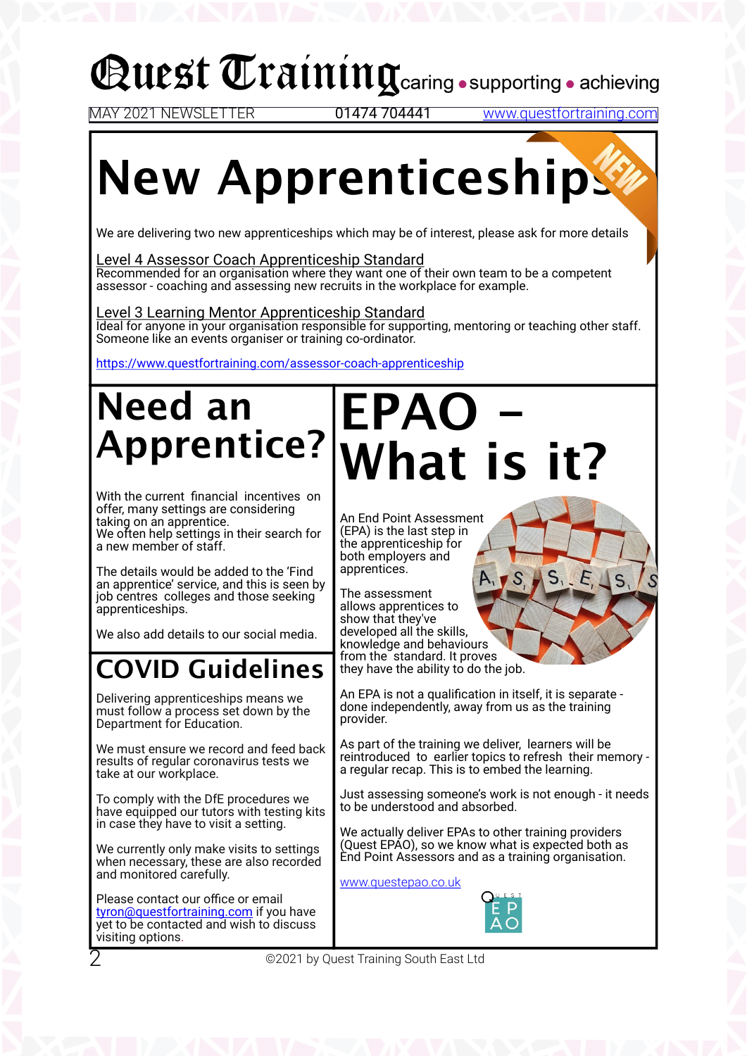# Quest Training caring • supporting • achieving

MAY 2021 NEWSLETTER 01474 704441 www.questfortraining.com

# New Apprenticeships

We are delivering two new apprenticeships which may be of interest, please ask for more details

Level 4 Assessor Coach Apprenticeship Standard
Recommended for an organisation where they want one of their own team to be a competent assessor - coaching and assessing new recruits in the workplace for example.

Level 3 Learning Mentor Apprenticeship Standard
Ideal for anyone in your organisation responsible for supporting, mentoring or teaching other staff. Someone like an events organiser or training co-ordinator.

https://www.questfortraining.com/assessor-coach-apprenticeship

# Need an Apprentice?

With the current financial incentives on offer, many settings are considering taking on an apprentice.
We often help settings in their search for a new member of staff.

The details would be added to the 'Find an apprentice' service, and this is seen by job centres colleges and those seeking apprenticeships.

We also add details to our social media.

# COVID Guidelines

Delivering apprenticeships means we must follow a process set down by the Department for Education.

We must ensure we record and feed back results of regular coronavirus tests we take at our workplace.

To comply with the DfE procedures we have equipped our tutors with testing kits in case they have to visit a setting.

We currently only make visits to settings when necessary, these are also recorded and monitored carefully.

Please contact our office or email tyron@questfortraining.com if you have yet to be contacted and wish to discuss visiting options.

# EPAO – What is it?

An End Point Assessment (EPA) is the last step in the apprenticeship for both employers and apprentices.

The assessment allows apprentices to show that they've developed all the skills, knowledge and behaviours from the standard. It proves they have the ability to do the job.

An EPA is not a qualification in itself, it is separate - done independently, away from us as the training provider.

As part of the training we deliver, learners will be reintroduced to earlier topics to refresh their memory - a regular recap. This is to embed the learning.

Just assessing someone's work is not enough - it needs to be understood and absorbed.

We actually deliver EPAs to other training providers (Quest EPAO), so we know what is expected both as End Point Assessors and as a training organisation.

www.questepao.co.uk

©2021 by Quest Training South East Ltd